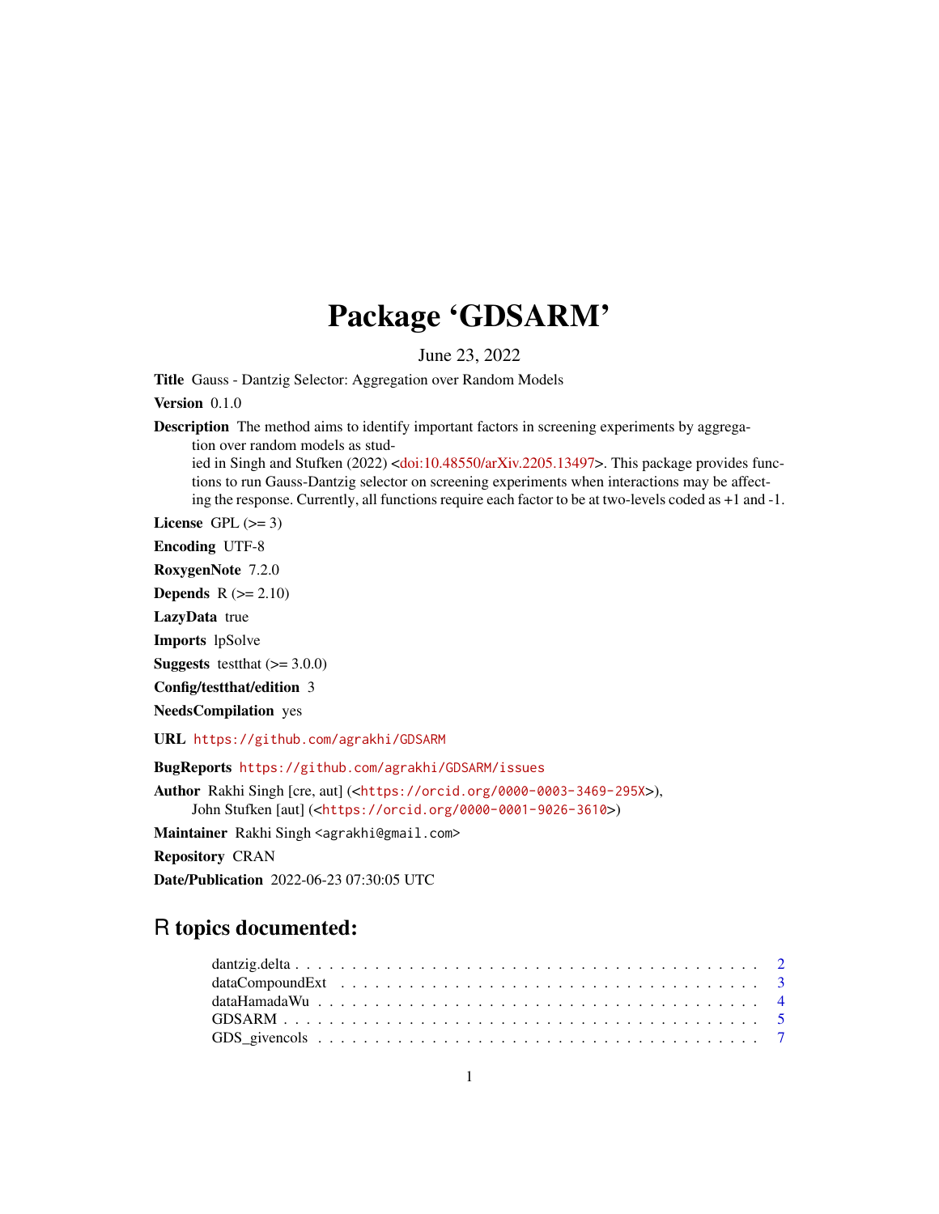# Package 'GDSARM'

June 23, 2022

**Title** Gauss - Dantzig Selector: Aggregation over Random Models

**Version** 0.1.0

**Description** The method aims to identify important factors in screening experiments by aggregation over random models as studied in Singh and Stufken (2022) <doi:10.48550/arXiv.2205.13497>. This package provides functions to run Gauss-Dantzig selector on screening experiments when interactions may be affecting the response. Currently, all functions require each factor to be at two-levels coded as +1 and -1.

**License** GPL (>= 3)

**Encoding** UTF-8

**RoxygenNote** 7.2.0

**Depends** R (>= 2.10)

**LazyData** true

**Imports** lpSolve

**Suggests** testthat (>= 3.0.0)

**Config/testthat/edition** 3

**NeedsCompilation** yes

**URL** https://github.com/agrakhi/GDSARM

**BugReports** https://github.com/agrakhi/GDSARM/issues

**Author** Rakhi Singh [cre, aut] (<https://orcid.org/0000-0003-3469-295X>), John Stufken [aut] (<https://orcid.org/0000-0001-9026-3610>)

**Maintainer** Rakhi Singh <agrakhi@gmail.com>

**Repository** CRAN

**Date/Publication** 2022-06-23 07:30:05 UTC

## R topics documented:

- dantzig.delta . . . . . . . . . . . . . . . . . . . . . . . . . . . . . . . . . . . . . . . 2
- dataCompoundExt . . . . . . . . . . . . . . . . . . . . . . . . . . . . . . . . . . . 3
- dataHamadaWu . . . . . . . . . . . . . . . . . . . . . . . . . . . . . . . . . . . . . 4
- GDSARM . . . . . . . . . . . . . . . . . . . . . . . . . . . . . . . . . . . . . . . . . 5
- GDS_givencols . . . . . . . . . . . . . . . . . . . . . . . . . . . . . . . . . . . . . . 7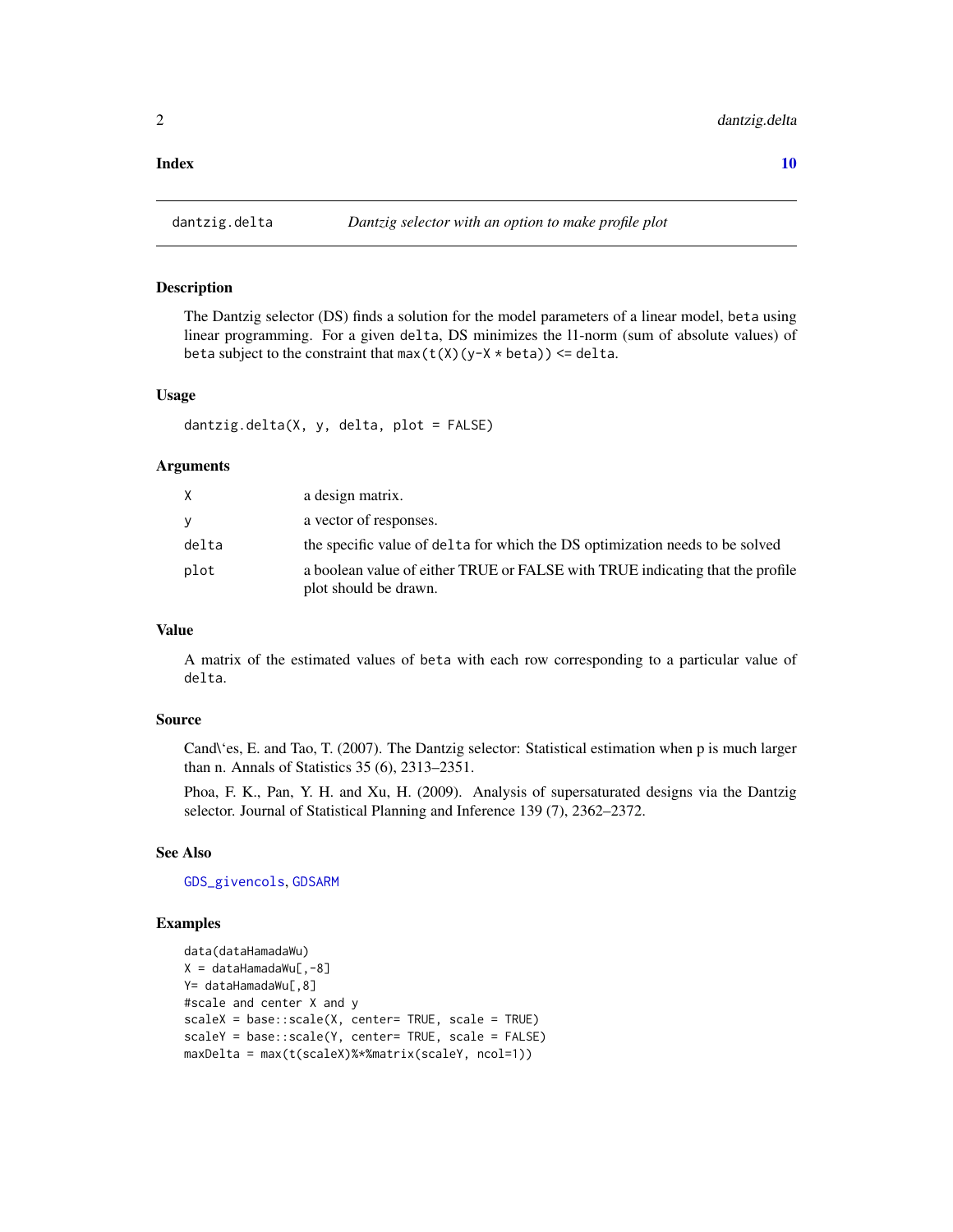**Index** 10

---

dantzig.delta    *Dantzig selector with an option to make profile plot*

---

## Description

The Dantzig selector (DS) finds a solution for the model parameters of a linear model, `beta` using linear programming. For a given `delta`, DS minimizes the l1-norm (sum of absolute values) of `beta` subject to the constraint that `max(t(X)(y-X * beta)) <= delta`.

## Usage

```
dantzig.delta(X, y, delta, plot = FALSE)
```

## Arguments

| | |
|---|---|
| `X` | a design matrix. |
| `y` | a vector of responses. |
| `delta` | the specific value of `delta` for which the DS optimization needs to be solved |
| `plot` | a boolean value of either TRUE or FALSE with TRUE indicating that the profile plot should be drawn. |

## Value

A matrix of the estimated values of `beta` with each row corresponding to a particular value of `delta`.

## Source

Cand\`es, E. and Tao, T. (2007). The Dantzig selector: Statistical estimation when p is much larger than n. Annals of Statistics 35 (6), 2313–2351.

Phoa, F. K., Pan, Y. H. and Xu, H. (2009). Analysis of supersaturated designs via the Dantzig selector. Journal of Statistical Planning and Inference 139 (7), 2362–2372.

## See Also

`GDS_givencols`, `GDSARM`

## Examples

```
data(dataHamadaWu)
X = dataHamadaWu[,-8]
Y= dataHamadaWu[,8]
#scale and center X and y
scaleX = base::scale(X, center= TRUE, scale = TRUE)
scaleY = base::scale(Y, center= TRUE, scale = FALSE)
maxDelta = max(t(scaleX)%*%matrix(scaleY, ncol=1))
```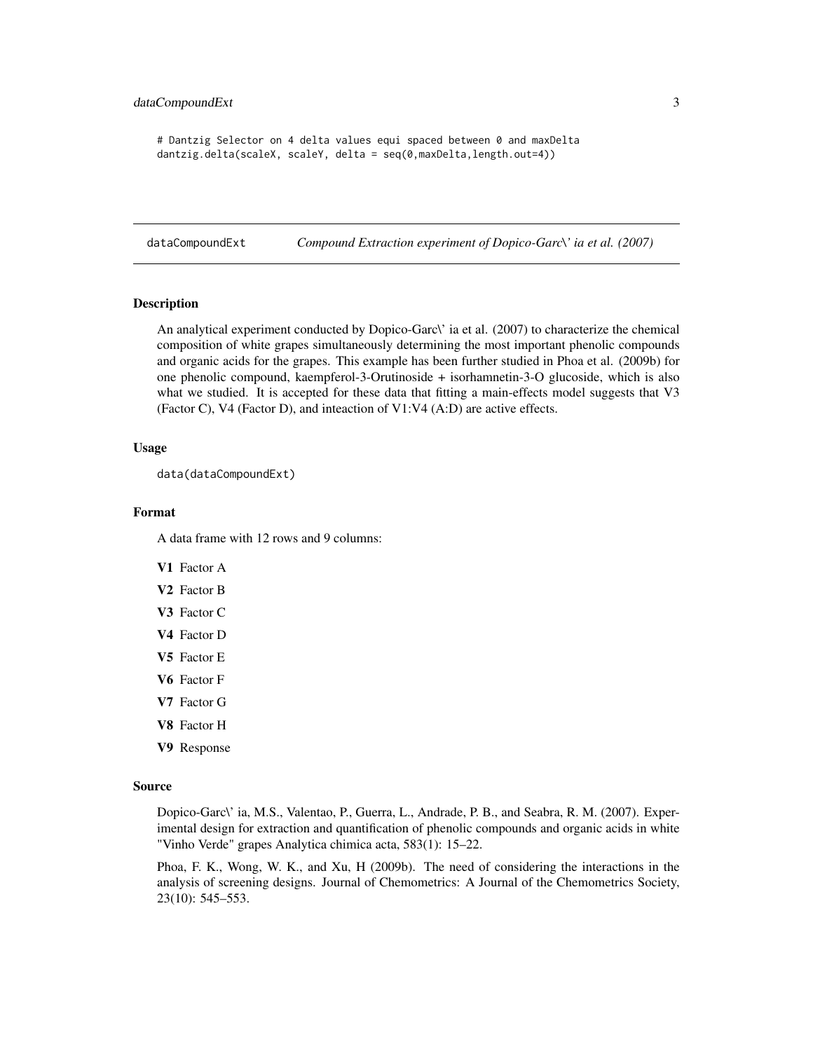```
# Dantzig Selector on 4 delta values equi spaced between 0 and maxDelta
dantzig.delta(scaleX, scaleY, delta = seq(0,maxDelta,length.out=4))
```

---

## dataCompoundExt — *Compound Extraction experiment of Dopico-Garc\' ia et al. (2007)*

### Description

An analytical experiment conducted by Dopico-Garc\' ia et al. (2007) to characterize the chemical composition of white grapes simultaneously determining the most important phenolic compounds and organic acids for the grapes. This example has been further studied in Phoa et al. (2009b) for one phenolic compound, kaempferol-3-Orutinoside + isorhamnetin-3-O glucoside, which is also what we studied. It is accepted for these data that fitting a main-effects model suggests that V3 (Factor C), V4 (Factor D), and inteaction of V1:V4 (A:D) are active effects.

### Usage

```
data(dataCompoundExt)
```

### Format

A data frame with 12 rows and 9 columns:

- **V1** Factor A
- **V2** Factor B
- **V3** Factor C
- **V4** Factor D
- **V5** Factor E
- **V6** Factor F
- **V7** Factor G
- **V8** Factor H
- **V9** Response

### Source

Dopico-Garc\' ia, M.S., Valentao, P., Guerra, L., Andrade, P. B., and Seabra, R. M. (2007). Experimental design for extraction and quantification of phenolic compounds and organic acids in white "Vinho Verde" grapes Analytica chimica acta, 583(1): 15–22.

Phoa, F. K., Wong, W. K., and Xu, H (2009b). The need of considering the interactions in the analysis of screening designs. Journal of Chemometrics: A Journal of the Chemometrics Society, 23(10): 545–553.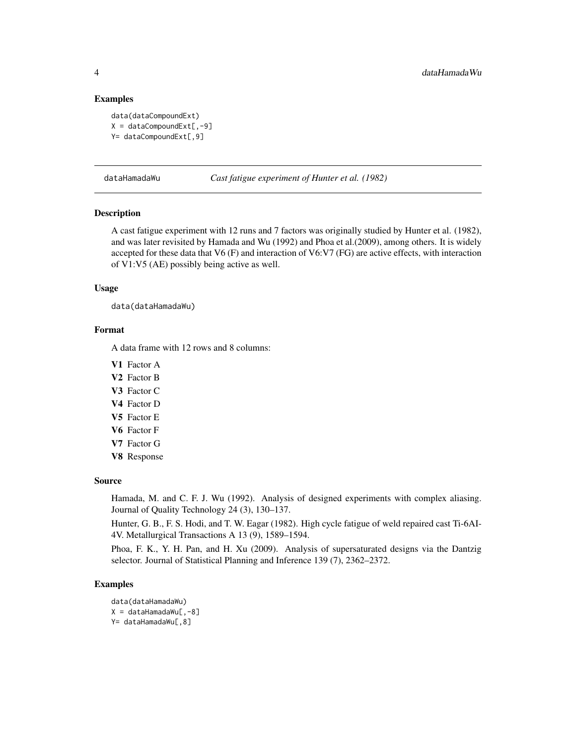### Examples

```
data(dataCompoundExt)
X = dataCompoundExt[,-9]
Y= dataCompoundExt[,9]
```

---

## dataHamadaWu — *Cast fatigue experiment of Hunter et al. (1982)*

### Description

A cast fatigue experiment with 12 runs and 7 factors was originally studied by Hunter et al. (1982), and was later revisited by Hamada and Wu (1992) and Phoa et al.(2009), among others. It is widely accepted for these data that V6 (F) and interaction of V6:V7 (FG) are active effects, with interaction of V1:V5 (AE) possibly being active as well.

### Usage

```
data(dataHamadaWu)
```

### Format

A data frame with 12 rows and 8 columns:

- **V1** Factor A
- **V2** Factor B
- **V3** Factor C
- **V4** Factor D
- **V5** Factor E
- **V6** Factor F
- **V7** Factor G
- **V8** Response

### Source

Hamada, M. and C. F. J. Wu (1992). Analysis of designed experiments with complex aliasing. Journal of Quality Technology 24 (3), 130–137.

Hunter, G. B., F. S. Hodi, and T. W. Eagar (1982). High cycle fatigue of weld repaired cast Ti-6AI-4V. Metallurgical Transactions A 13 (9), 1589–1594.

Phoa, F. K., Y. H. Pan, and H. Xu (2009). Analysis of supersaturated designs via the Dantzig selector. Journal of Statistical Planning and Inference 139 (7), 2362–2372.

### Examples

```
data(dataHamadaWu)
X = dataHamadaWu[,-8]
Y= dataHamadaWu[,8]
```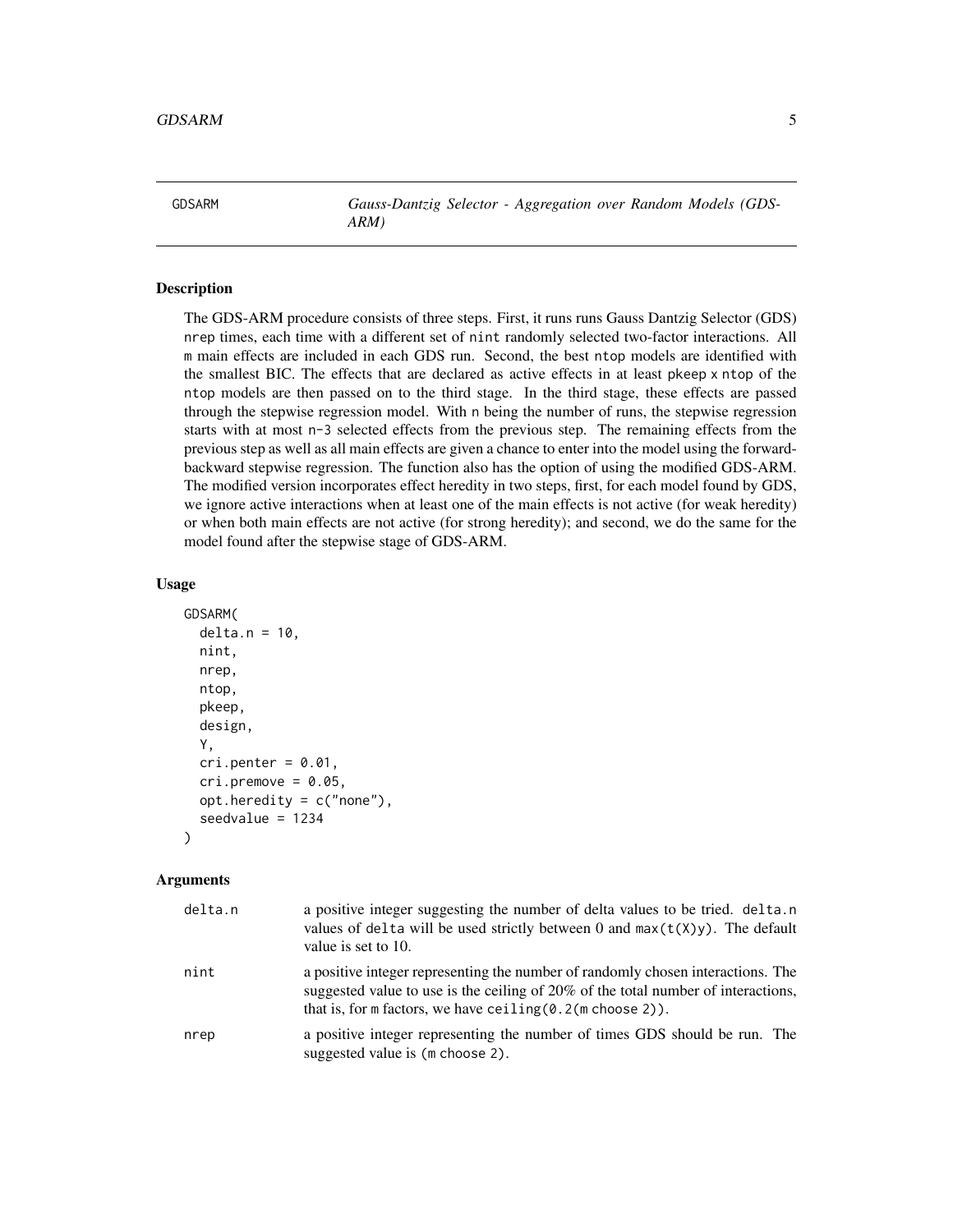# GDSARM

*Gauss-Dantzig Selector - Aggregation over Random Models (GDS-ARM)*

## Description

The GDS-ARM procedure consists of three steps. First, it runs runs Gauss Dantzig Selector (GDS) `nrep` times, each time with a different set of `nint` randomly selected two-factor interactions. All `m` main effects are included in each GDS run. Second, the best `ntop` models are identified with the smallest BIC. The effects that are declared as active effects in at least `pkeep` x `ntop` of the `ntop` models are then passed on to the third stage. In the third stage, these effects are passed through the stepwise regression model. With `n` being the number of runs, the stepwise regression starts with at most `n-3` selected effects from the previous step. The remaining effects from the previous step as well as all main effects are given a chance to enter into the model using the forward-backward stepwise regression. The function also has the option of using the modified GDS-ARM. The modified version incorporates effect heredity in two steps, first, for each model found by GDS, we ignore active interactions when at least one of the main effects is not active (for weak heredity) or when both main effects are not active (for strong heredity); and second, we do the same for the model found after the stepwise stage of GDS-ARM.

## Usage

```
GDSARM(
  delta.n = 10,
  nint,
  nrep,
  ntop,
  pkeep,
  design,
  Y,
  cri.penter = 0.01,
  cri.premove = 0.05,
  opt.heredity = c("none"),
  seedvalue = 1234
)
```

## Arguments

| | |
|---|---|
| `delta.n` | a positive integer suggesting the number of delta values to be tried. `delta.n` values of `delta` will be used strictly between 0 and `max(t(X)y)`. The default value is set to 10. |
| `nint` | a positive integer representing the number of randomly chosen interactions. The suggested value to use is the ceiling of 20% of the total number of interactions, that is, for `m` factors, we have `ceiling(0.2(m choose 2))`. |
| `nrep` | a positive integer representing the number of times GDS should be run. The suggested value is `(m choose 2)`. |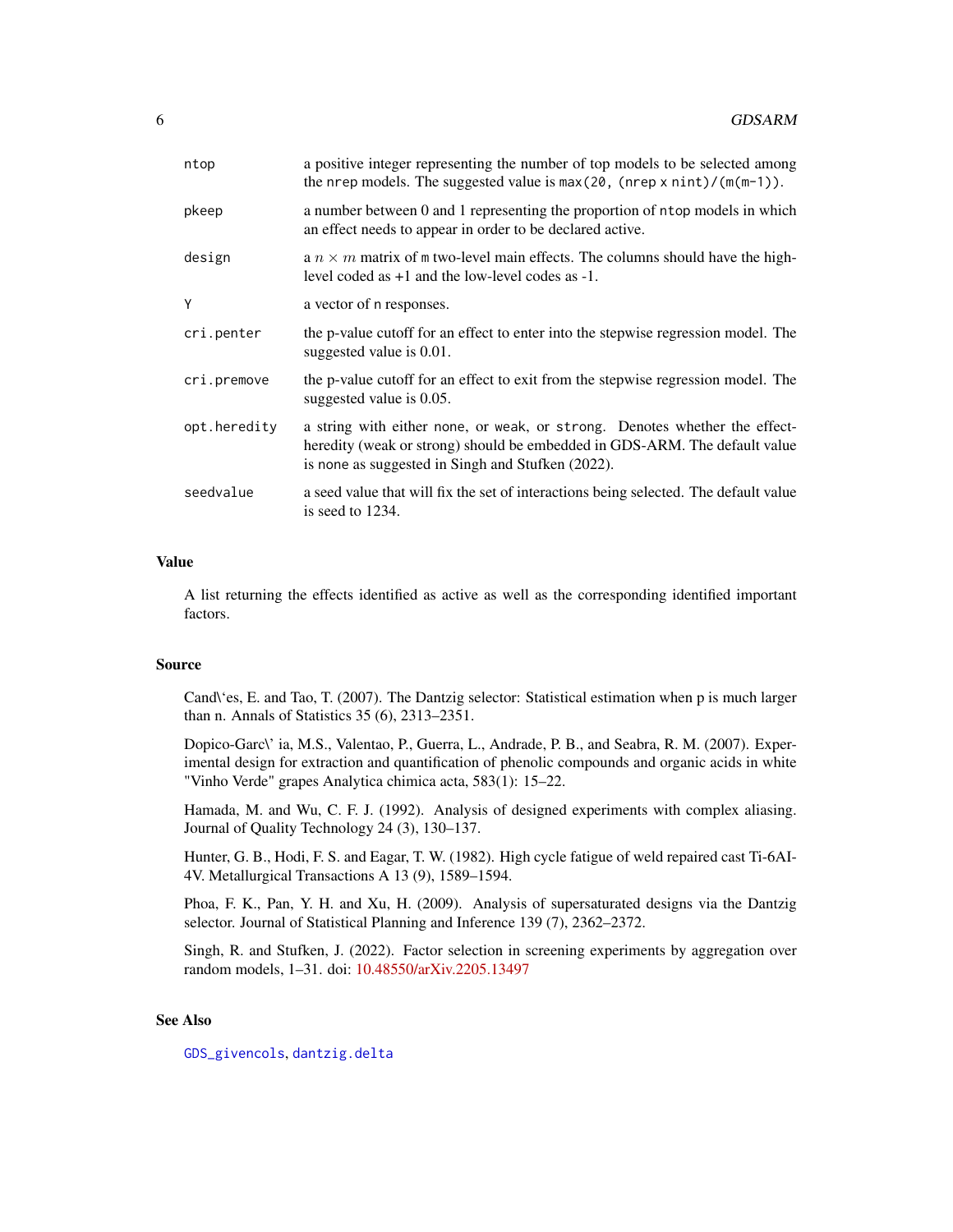| | |
|---|---|
| ntop | a positive integer representing the number of top models to be selected among the nrep models. The suggested value is max(20, (nrep x nint)/(m(m-1)). |
| pkeep | a number between 0 and 1 representing the proportion of ntop models in which an effect needs to appear in order to be declared active. |
| design | a $n \times m$ matrix of m two-level main effects. The columns should have the high-level coded as +1 and the low-level codes as -1. |
| Y | a vector of n responses. |
| cri.penter | the p-value cutoff for an effect to enter into the stepwise regression model. The suggested value is 0.01. |
| cri.premove | the p-value cutoff for an effect to exit from the stepwise regression model. The suggested value is 0.05. |
| opt.heredity | a string with either none, or weak, or strong. Denotes whether the effect-heredity (weak or strong) should be embedded in GDS-ARM. The default value is none as suggested in Singh and Stufken (2022). |
| seedvalue | a seed value that will fix the set of interactions being selected. The default value is seed to 1234. |

## Value

A list returning the effects identified as active as well as the corresponding identified important factors.

## Source

Cand\`es, E. and Tao, T. (2007). The Dantzig selector: Statistical estimation when p is much larger than n. Annals of Statistics 35 (6), 2313–2351.

Dopico-Garc\' ia, M.S., Valentao, P., Guerra, L., Andrade, P. B., and Seabra, R. M. (2007). Experimental design for extraction and quantification of phenolic compounds and organic acids in white "Vinho Verde" grapes Analytica chimica acta, 583(1): 15–22.

Hamada, M. and Wu, C. F. J. (1992). Analysis of designed experiments with complex aliasing. Journal of Quality Technology 24 (3), 130–137.

Hunter, G. B., Hodi, F. S. and Eagar, T. W. (1982). High cycle fatigue of weld repaired cast Ti-6AI-4V. Metallurgical Transactions A 13 (9), 1589–1594.

Phoa, F. K., Pan, Y. H. and Xu, H. (2009). Analysis of supersaturated designs via the Dantzig selector. Journal of Statistical Planning and Inference 139 (7), 2362–2372.

Singh, R. and Stufken, J. (2022). Factor selection in screening experiments by aggregation over random models, 1–31. doi: 10.48550/arXiv.2205.13497

## See Also

GDS_givencols, dantzig.delta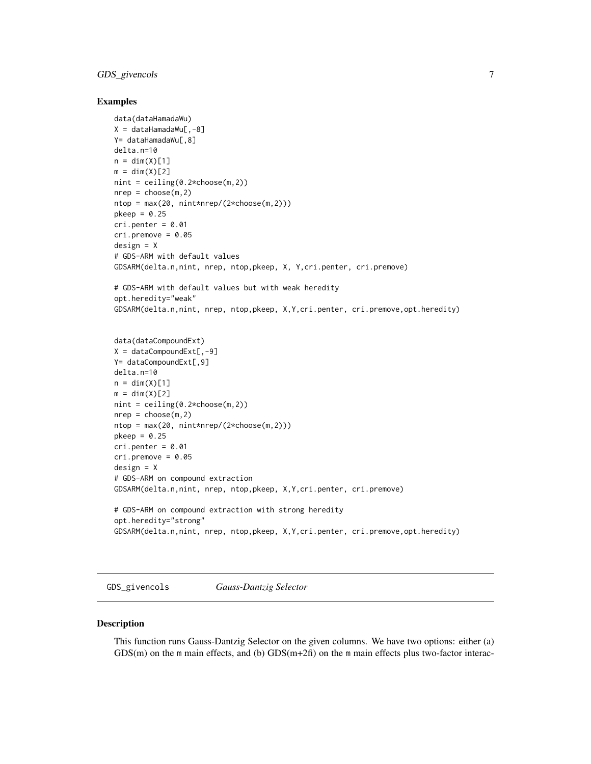### Examples

```
data(dataHamadaWu)
X = dataHamadaWu[,-8]
Y= dataHamadaWu[,8]
delta.n=10
n = dim(X)[1]
m = dim(X)[2]
nint = ceiling(0.2*choose(m,2))
nrep = choose(m,2)
ntop = max(20, nint*nrep/(2*choose(m,2)))
pkeep = 0.25
cri.penter = 0.01
cri.premove = 0.05
design = X
# GDS-ARM with default values
GDSARM(delta.n,nint, nrep, ntop,pkeep, X, Y,cri.penter, cri.premove)

# GDS-ARM with default values but with weak heredity
opt.heredity="weak"
GDSARM(delta.n,nint, nrep, ntop,pkeep, X,Y,cri.penter, cri.premove,opt.heredity)


data(dataCompoundExt)
X = dataCompoundExt[,-9]
Y= dataCompoundExt[,9]
delta.n=10
n = dim(X)[1]
m = dim(X)[2]
nint = ceiling(0.2*choose(m,2))
nrep = choose(m,2)
ntop = max(20, nint*nrep/(2*choose(m,2)))
pkeep = 0.25
cri.penter = 0.01
cri.premove = 0.05
design = X
# GDS-ARM on compound extraction
GDSARM(delta.n,nint, nrep, ntop,pkeep, X,Y,cri.penter, cri.premove)

# GDS-ARM on compound extraction with strong heredity
opt.heredity="strong"
GDSARM(delta.n,nint, nrep, ntop,pkeep, X,Y,cri.penter, cri.premove,opt.heredity)
```

---

## GDS_givencols *Gauss-Dantzig Selector*

### Description

This function runs Gauss-Dantzig Selector on the given columns. We have two options: either (a) GDS(m) on the `m` main effects, and (b) GDS(m+2fi) on the `m` main effects plus two-factor interac-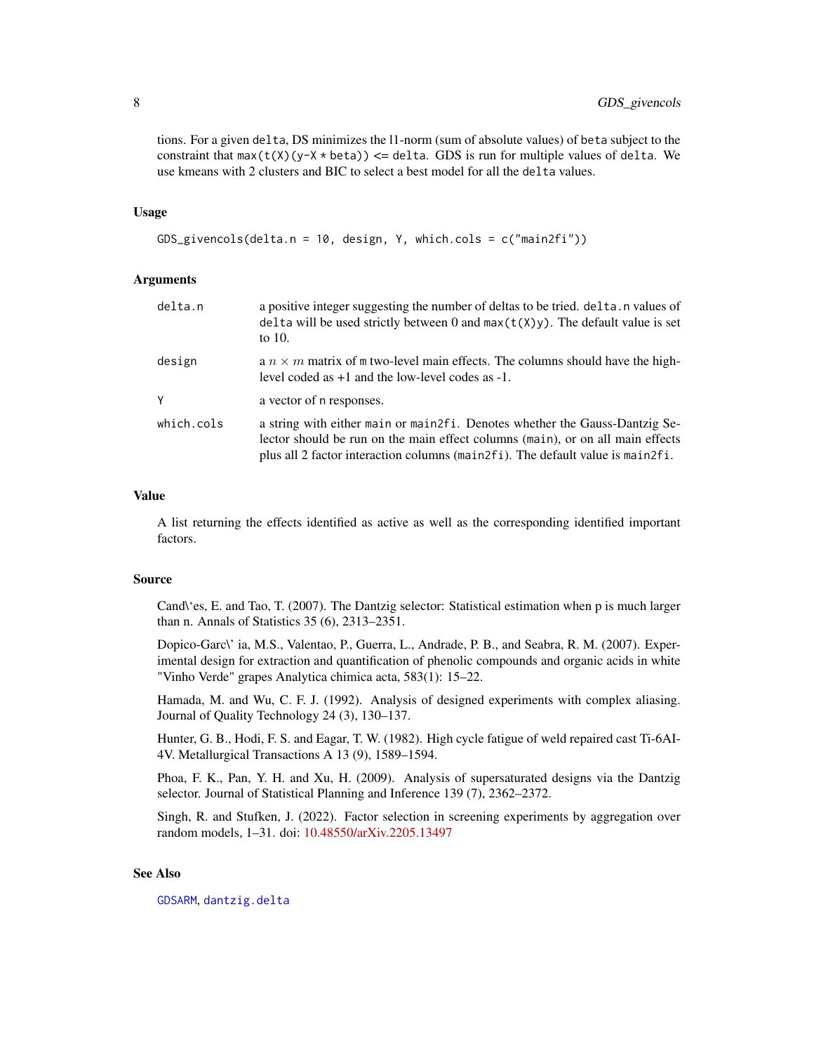tions. For a given `delta`, DS minimizes the l1-norm (sum of absolute values) of `beta` subject to the constraint that `max(t(X)(y-X * beta)) <= delta`. GDS is run for multiple values of `delta`. We use kmeans with 2 clusters and BIC to select a best model for all the `delta` values.

## Usage

```
GDS_givencols(delta.n = 10, design, Y, which.cols = c("main2fi"))
```

## Arguments

| | |
|---|---|
| `delta.n` | a positive integer suggesting the number of deltas to be tried. `delta.n` values of `delta` will be used strictly between 0 and `max(t(X)y)`. The default value is set to 10. |
| `design` | a $n \times m$ matrix of `m` two-level main effects. The columns should have the high-level coded as +1 and the low-level codes as -1. |
| `Y` | a vector of `n` responses. |
| `which.cols` | a string with either `main` or `main2fi`. Denotes whether the Gauss-Dantzig Selector should be run on the main effect columns (`main`), or on all main effects plus all 2 factor interaction columns (`main2fi`). The default value is `main2fi`. |

## Value

A list returning the effects identified as active as well as the corresponding identified important factors.

## Source

Cand\`es, E. and Tao, T. (2007). The Dantzig selector: Statistical estimation when p is much larger than n. Annals of Statistics 35 (6), 2313–2351.

Dopico-Garc\' ia, M.S., Valentao, P., Guerra, L., Andrade, P. B., and Seabra, R. M. (2007). Experimental design for extraction and quantification of phenolic compounds and organic acids in white "Vinho Verde" grapes Analytica chimica acta, 583(1): 15–22.

Hamada, M. and Wu, C. F. J. (1992). Analysis of designed experiments with complex aliasing. Journal of Quality Technology 24 (3), 130–137.

Hunter, G. B., Hodi, F. S. and Eagar, T. W. (1982). High cycle fatigue of weld repaired cast Ti-6AI-4V. Metallurgical Transactions A 13 (9), 1589–1594.

Phoa, F. K., Pan, Y. H. and Xu, H. (2009). Analysis of supersaturated designs via the Dantzig selector. Journal of Statistical Planning and Inference 139 (7), 2362–2372.

Singh, R. and Stufken, J. (2022). Factor selection in screening experiments by aggregation over random models, 1–31. doi: 10.48550/arXiv.2205.13497

## See Also

`GDSARM`, `dantzig.delta`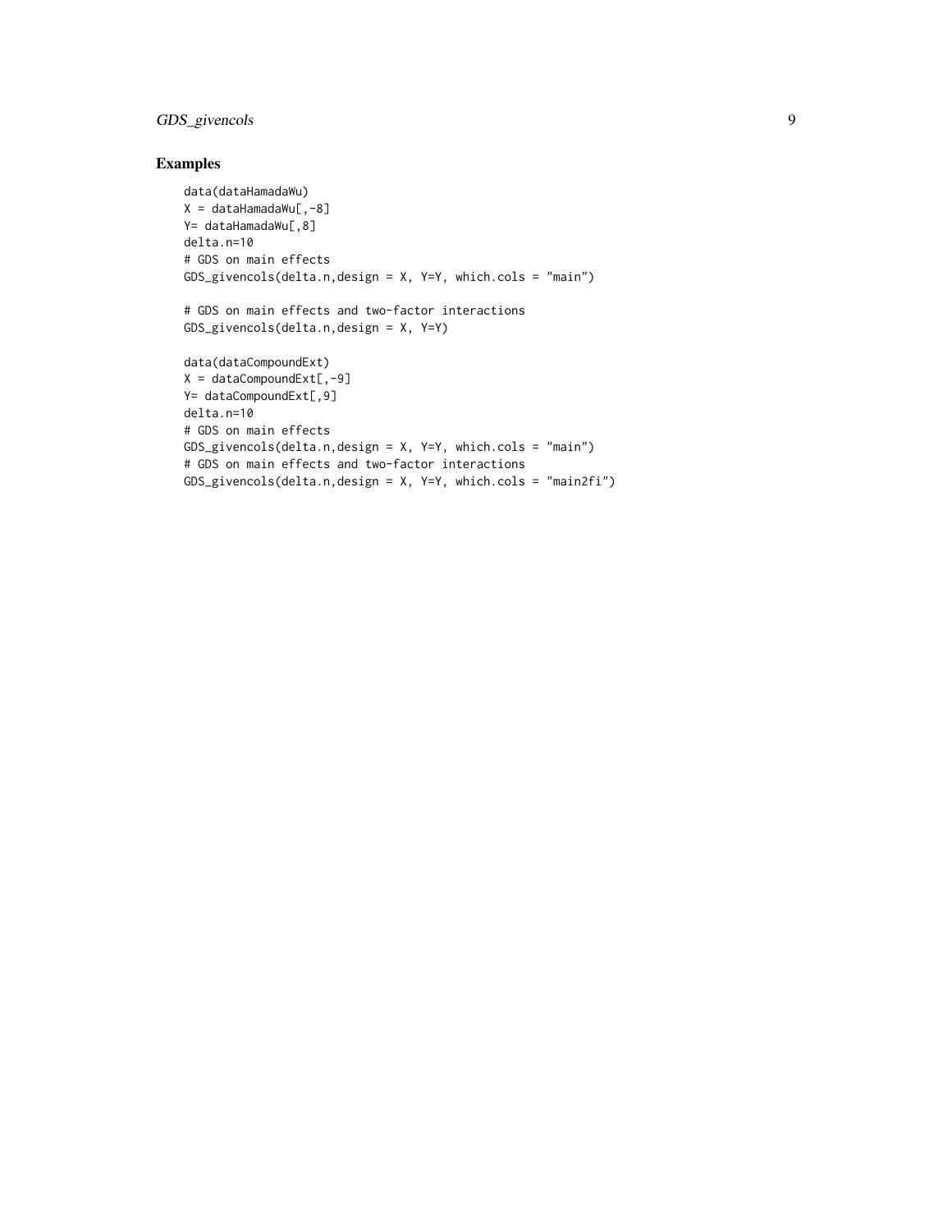## Examples

```
data(dataHamadaWu)
X = dataHamadaWu[,-8]
Y= dataHamadaWu[,8]
delta.n=10
# GDS on main effects
GDS_givencols(delta.n,design = X, Y=Y, which.cols = "main")

# GDS on main effects and two-factor interactions
GDS_givencols(delta.n,design = X, Y=Y)

data(dataCompoundExt)
X = dataCompoundExt[,-9]
Y= dataCompoundExt[,9]
delta.n=10
# GDS on main effects
GDS_givencols(delta.n,design = X, Y=Y, which.cols = "main")
# GDS on main effects and two-factor interactions
GDS_givencols(delta.n,design = X, Y=Y, which.cols = "main2fi")
```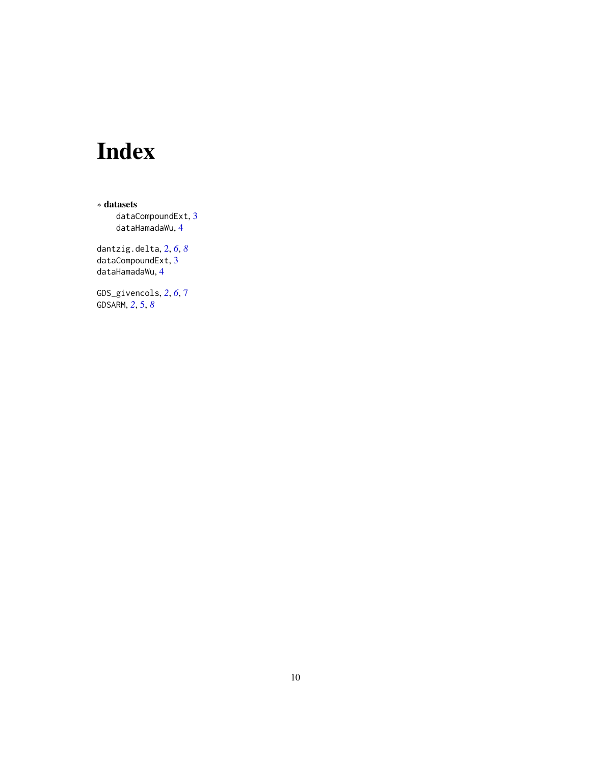# Index

∗ **datasets**

dataCompoundExt, 3
dataHamadaWu, 4

dantzig.delta, 2, *6*, *8*
dataCompoundExt, 3
dataHamadaWu, 4

GDS_givencols, *2*, *6*, 7
GDSARM, *2*, 5, *8*